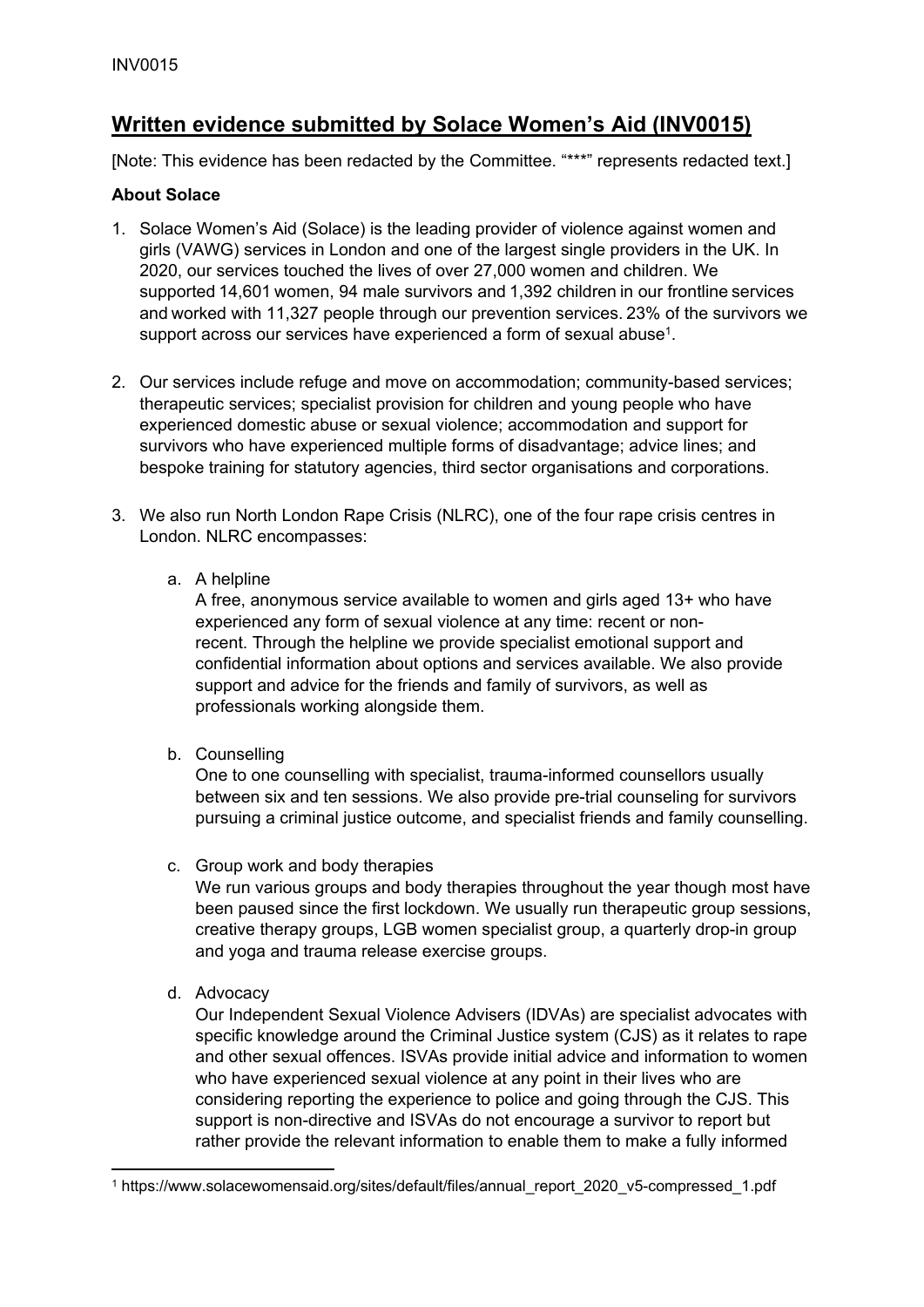# Written evidence submitted by Solace Women's Aid (INV0015)

[Note: This evidence has been redacted by the Committee. "***" represents redacted text.]

**About Solace**

1. Solace Women's Aid (Solace) is the leading provider of violence against women and girls (VAWG) services in London and one of the largest single providers in the UK. In 2020, our services touched the lives of over 27,000 women and children. We supported 14,601 women, 94 male survivors and 1,392 children in our frontline services and worked with 11,327 people through our prevention services. 23% of the survivors we support across our services have experienced a form of sexual abuse[1].

2. Our services include refuge and move on accommodation; community-based services; therapeutic services; specialist provision for children and young people who have experienced domestic abuse or sexual violence; accommodation and support for survivors who have experienced multiple forms of disadvantage; advice lines; and bespoke training for statutory agencies, third sector organisations and corporations.

3. We also run North London Rape Crisis (NLRC), one of the four rape crisis centres in London. NLRC encompasses:

   a. A helpline
   A free, anonymous service available to women and girls aged 13+ who have experienced any form of sexual violence at any time: recent or non-recent. Through the helpline we provide specialist emotional support and confidential information about options and services available. We also provide support and advice for the friends and family of survivors, as well as professionals working alongside them.

   b. Counselling
   One to one counselling with specialist, trauma-informed counsellors usually between six and ten sessions. We also provide pre-trial counseling for survivors pursuing a criminal justice outcome, and specialist friends and family counselling.

   c. Group work and body therapies
   We run various groups and body therapies throughout the year though most have been paused since the first lockdown. We usually run therapeutic group sessions, creative therapy groups, LGB women specialist group, a quarterly drop-in group and yoga and trauma release exercise groups.

   d. Advocacy
   Our Independent Sexual Violence Advisers (IDVAs) are specialist advocates with specific knowledge around the Criminal Justice system (CJS) as it relates to rape and other sexual offences. ISVAs provide initial advice and information to women who have experienced sexual violence at any point in their lives who are considering reporting the experience to police and going through the CJS. This support is non-directive and ISVAs do not encourage a survivor to report but rather provide the relevant information to enable them to make a fully informed

[1] https://www.solacewomensaid.org/sites/default/files/annual_report_2020_v5-compressed_1.pdf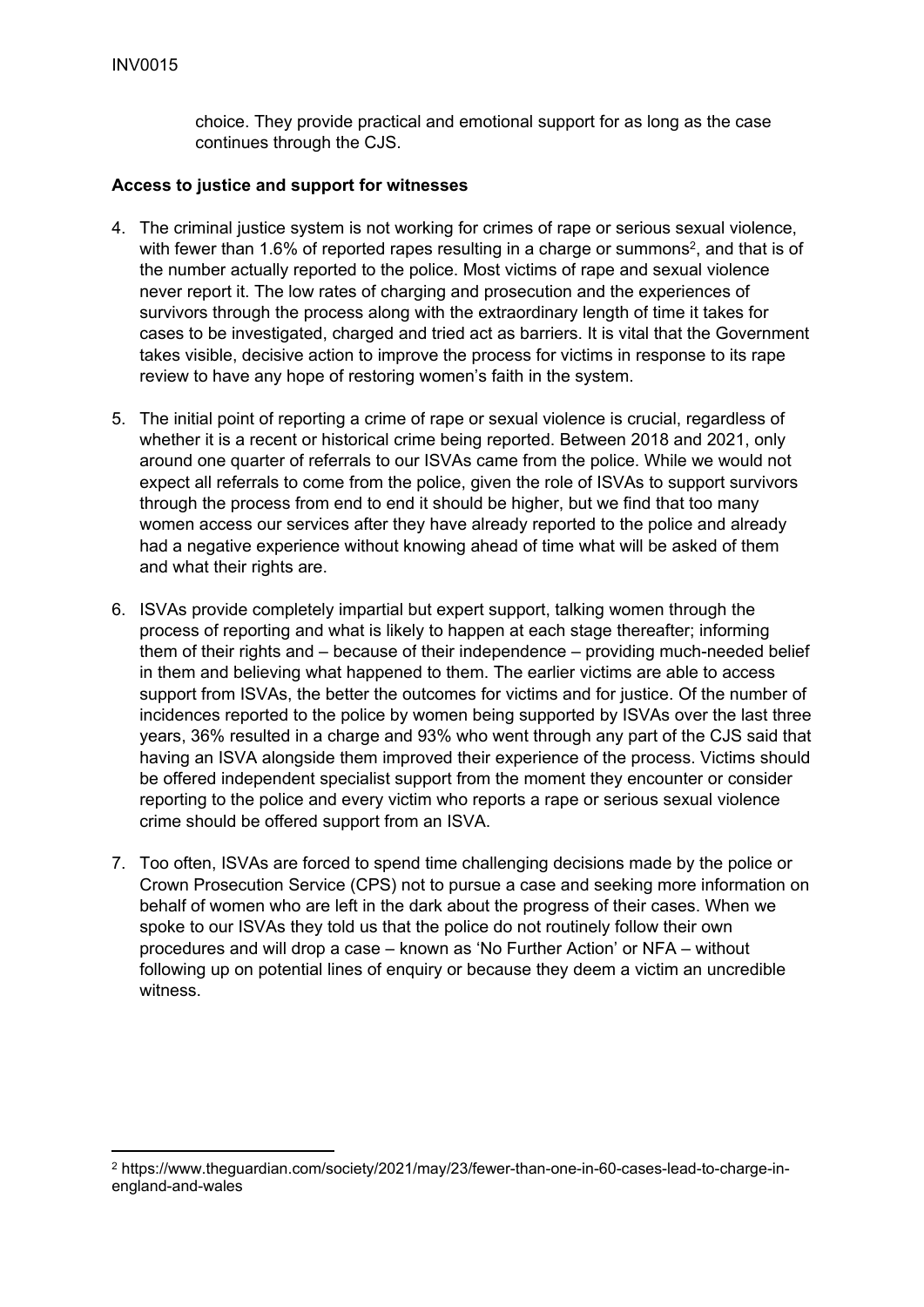choice. They provide practical and emotional support for as long as the case continues through the CJS.

**Access to justice and support for witnesses**

4. The criminal justice system is not working for crimes of rape or serious sexual violence, with fewer than 1.6% of reported rapes resulting in a charge or summons[2], and that is of the number actually reported to the police. Most victims of rape and sexual violence never report it. The low rates of charging and prosecution and the experiences of survivors through the process along with the extraordinary length of time it takes for cases to be investigated, charged and tried act as barriers. It is vital that the Government takes visible, decisive action to improve the process for victims in response to its rape review to have any hope of restoring women's faith in the system.

5. The initial point of reporting a crime of rape or sexual violence is crucial, regardless of whether it is a recent or historical crime being reported. Between 2018 and 2021, only around one quarter of referrals to our ISVAs came from the police. While we would not expect all referrals to come from the police, given the role of ISVAs to support survivors through the process from end to end it should be higher, but we find that too many women access our services after they have already reported to the police and already had a negative experience without knowing ahead of time what will be asked of them and what their rights are.

6. ISVAs provide completely impartial but expert support, talking women through the process of reporting and what is likely to happen at each stage thereafter; informing them of their rights and – because of their independence – providing much-needed belief in them and believing what happened to them. The earlier victims are able to access support from ISVAs, the better the outcomes for victims and for justice. Of the number of incidences reported to the police by women being supported by ISVAs over the last three years, 36% resulted in a charge and 93% who went through any part of the CJS said that having an ISVA alongside them improved their experience of the process. Victims should be offered independent specialist support from the moment they encounter or consider reporting to the police and every victim who reports a rape or serious sexual violence crime should be offered support from an ISVA.

7. Too often, ISVAs are forced to spend time challenging decisions made by the police or Crown Prosecution Service (CPS) not to pursue a case and seeking more information on behalf of women who are left in the dark about the progress of their cases. When we spoke to our ISVAs they told us that the police do not routinely follow their own procedures and will drop a case – known as 'No Further Action' or NFA – without following up on potential lines of enquiry or because they deem a victim an uncredible witness.

[2] https://www.theguardian.com/society/2021/may/23/fewer-than-one-in-60-cases-lead-to-charge-in-england-and-wales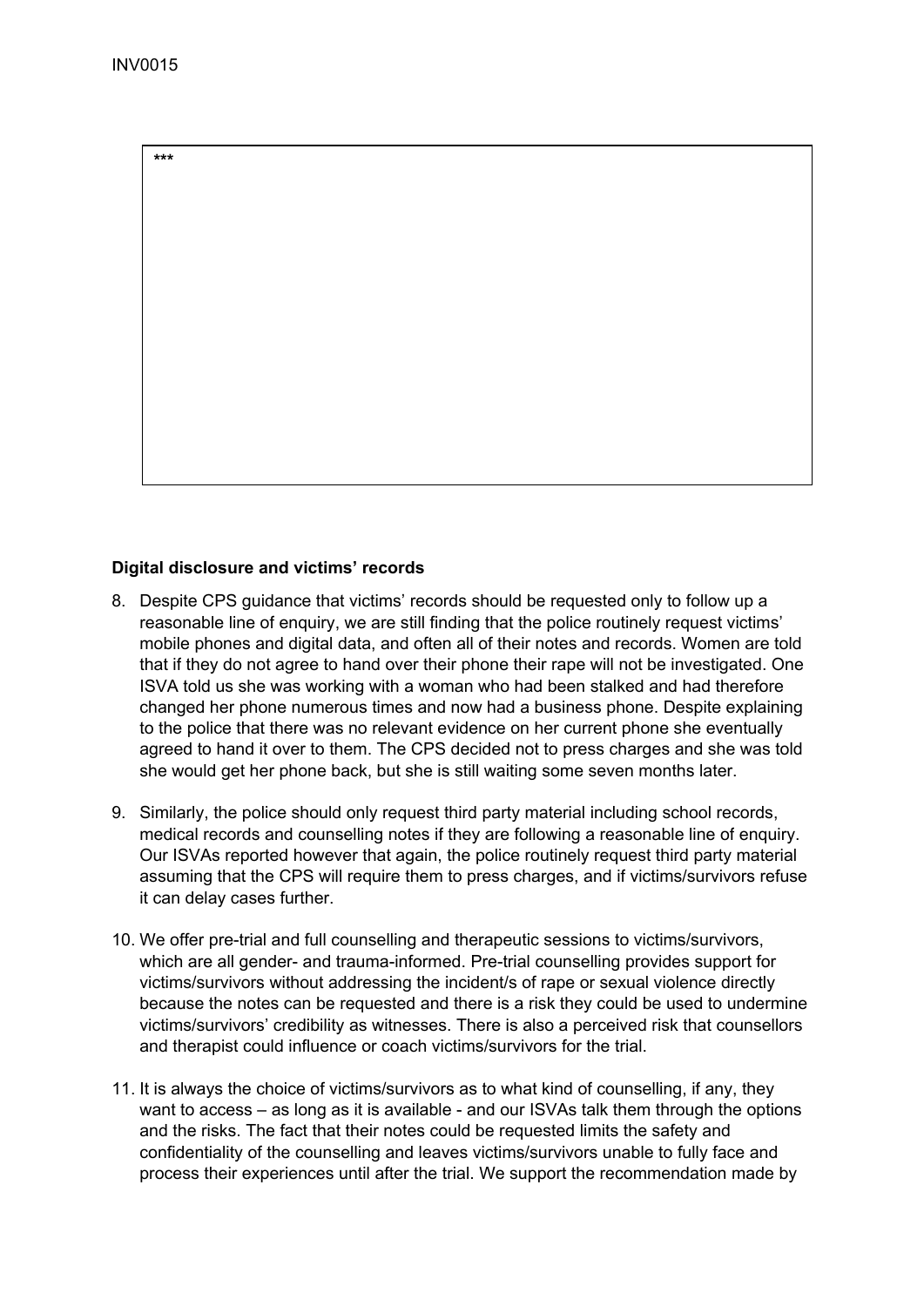***

## Digital disclosure and victims' records

8. Despite CPS guidance that victims' records should be requested only to follow up a reasonable line of enquiry, we are still finding that the police routinely request victims' mobile phones and digital data, and often all of their notes and records. Women are told that if they do not agree to hand over their phone their rape will not be investigated. One ISVA told us she was working with a woman who had been stalked and had therefore changed her phone numerous times and now had a business phone. Despite explaining to the police that there was no relevant evidence on her current phone she eventually agreed to hand it over to them. The CPS decided not to press charges and she was told she would get her phone back, but she is still waiting some seven months later.

9. Similarly, the police should only request third party material including school records, medical records and counselling notes if they are following a reasonable line of enquiry. Our ISVAs reported however that again, the police routinely request third party material assuming that the CPS will require them to press charges, and if victims/survivors refuse it can delay cases further.

10. We offer pre-trial and full counselling and therapeutic sessions to victims/survivors, which are all gender- and trauma-informed. Pre-trial counselling provides support for victims/survivors without addressing the incident/s of rape or sexual violence directly because the notes can be requested and there is a risk they could be used to undermine victims/survivors' credibility as witnesses. There is also a perceived risk that counsellors and therapist could influence or coach victims/survivors for the trial.

11. It is always the choice of victims/survivors as to what kind of counselling, if any, they want to access – as long as it is available - and our ISVAs talk them through the options and the risks. The fact that their notes could be requested limits the safety and confidentiality of the counselling and leaves victims/survivors unable to fully face and process their experiences until after the trial. We support the recommendation made by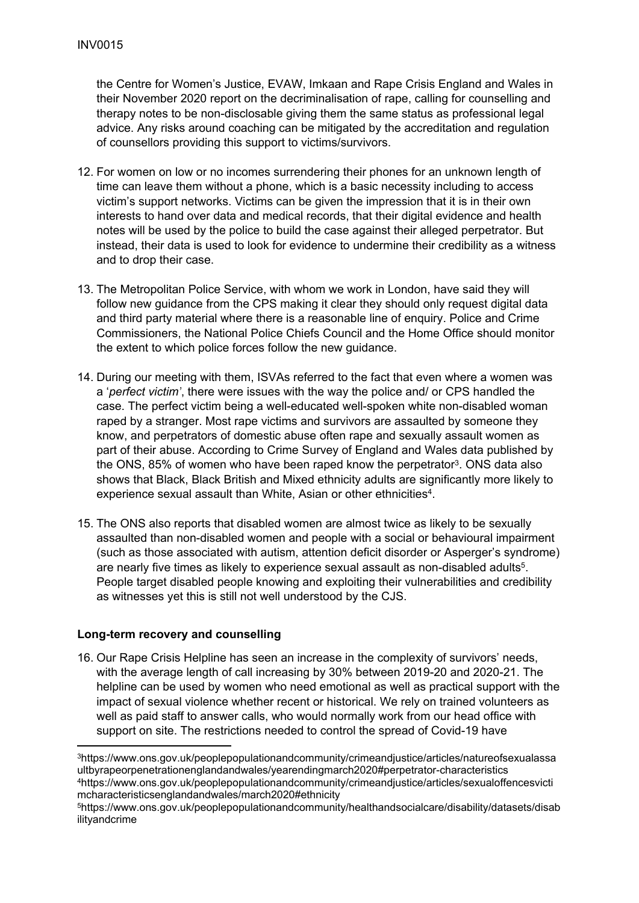the Centre for Women's Justice, EVAW, Imkaan and Rape Crisis England and Wales in their November 2020 report on the decriminalisation of rape, calling for counselling and therapy notes to be non-disclosable giving them the same status as professional legal advice. Any risks around coaching can be mitigated by the accreditation and regulation of counsellors providing this support to victims/survivors.

12. For women on low or no incomes surrendering their phones for an unknown length of time can leave them without a phone, which is a basic necessity including to access victim's support networks. Victims can be given the impression that it is in their own interests to hand over data and medical records, that their digital evidence and health notes will be used by the police to build the case against their alleged perpetrator. But instead, their data is used to look for evidence to undermine their credibility as a witness and to drop their case.

13. The Metropolitan Police Service, with whom we work in London, have said they will follow new guidance from the CPS making it clear they should only request digital data and third party material where there is a reasonable line of enquiry. Police and Crime Commissioners, the National Police Chiefs Council and the Home Office should monitor the extent to which police forces follow the new guidance.

14. During our meeting with them, ISVAs referred to the fact that even where a women was a '*perfect victim*', there were issues with the way the police and/ or CPS handled the case. The perfect victim being a well-educated well-spoken white non-disabled woman raped by a stranger. Most rape victims and survivors are assaulted by someone they know, and perpetrators of domestic abuse often rape and sexually assault women as part of their abuse. According to Crime Survey of England and Wales data published by the ONS, 85% of women who have been raped know the perpetrator[3]. ONS data also shows that Black, Black British and Mixed ethnicity adults are significantly more likely to experience sexual assault than White, Asian or other ethnicities[4].

15. The ONS also reports that disabled women are almost twice as likely to be sexually assaulted than non-disabled women and people with a social or behavioural impairment (such as those associated with autism, attention deficit disorder or Asperger's syndrome) are nearly five times as likely to experience sexual assault as non-disabled adults[5]. People target disabled people knowing and exploiting their vulnerabilities and credibility as witnesses yet this is still not well understood by the CJS.

**Long-term recovery and counselling**

16. Our Rape Crisis Helpline has seen an increase in the complexity of survivors' needs, with the average length of call increasing by 30% between 2019-20 and 2020-21. The helpline can be used by women who need emotional as well as practical support with the impact of sexual violence whether recent or historical. We rely on trained volunteers as well as paid staff to answer calls, who would normally work from our head office with support on site. The restrictions needed to control the spread of Covid-19 have

---

[3] https://www.ons.gov.uk/peoplepopulationandcommunity/crimeandjustice/articles/natureofsexualassaultbyrapeorpenetrationenglandandwales/yearendingmarch2020#perpetrator-characteristics

[4] https://www.ons.gov.uk/peoplepopulationandcommunity/crimeandjustice/articles/sexualoffencesvictimcharacteristicsenglandandwales/march2020#ethnicity

[5] https://www.ons.gov.uk/peoplepopulationandcommunity/healthandsocialcare/disability/datasets/disabilityandcrime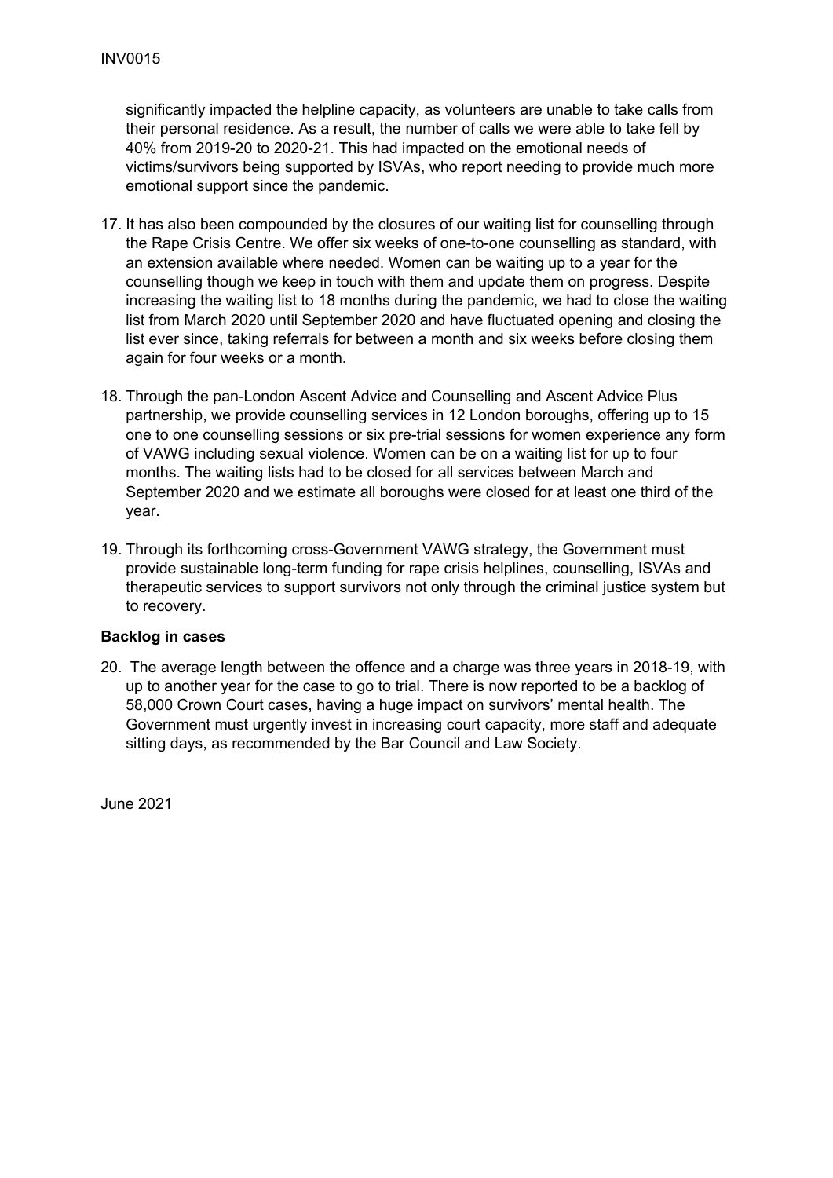significantly impacted the helpline capacity, as volunteers are unable to take calls from their personal residence. As a result, the number of calls we were able to take fell by 40% from 2019-20 to 2020-21. This had impacted on the emotional needs of victims/survivors being supported by ISVAs, who report needing to provide much more emotional support since the pandemic.

17. It has also been compounded by the closures of our waiting list for counselling through the Rape Crisis Centre. We offer six weeks of one-to-one counselling as standard, with an extension available where needed. Women can be waiting up to a year for the counselling though we keep in touch with them and update them on progress. Despite increasing the waiting list to 18 months during the pandemic, we had to close the waiting list from March 2020 until September 2020 and have fluctuated opening and closing the list ever since, taking referrals for between a month and six weeks before closing them again for four weeks or a month.

18. Through the pan-London Ascent Advice and Counselling and Ascent Advice Plus partnership, we provide counselling services in 12 London boroughs, offering up to 15 one to one counselling sessions or six pre-trial sessions for women experience any form of VAWG including sexual violence. Women can be on a waiting list for up to four months. The waiting lists had to be closed for all services between March and September 2020 and we estimate all boroughs were closed for at least one third of the year.

19. Through its forthcoming cross-Government VAWG strategy, the Government must provide sustainable long-term funding for rape crisis helplines, counselling, ISVAs and therapeutic services to support survivors not only through the criminal justice system but to recovery.

**Backlog in cases**

20. The average length between the offence and a charge was three years in 2018-19, with up to another year for the case to go to trial. There is now reported to be a backlog of 58,000 Crown Court cases, having a huge impact on survivors' mental health. The Government must urgently invest in increasing court capacity, more staff and adequate sitting days, as recommended by the Bar Council and Law Society.

June 2021